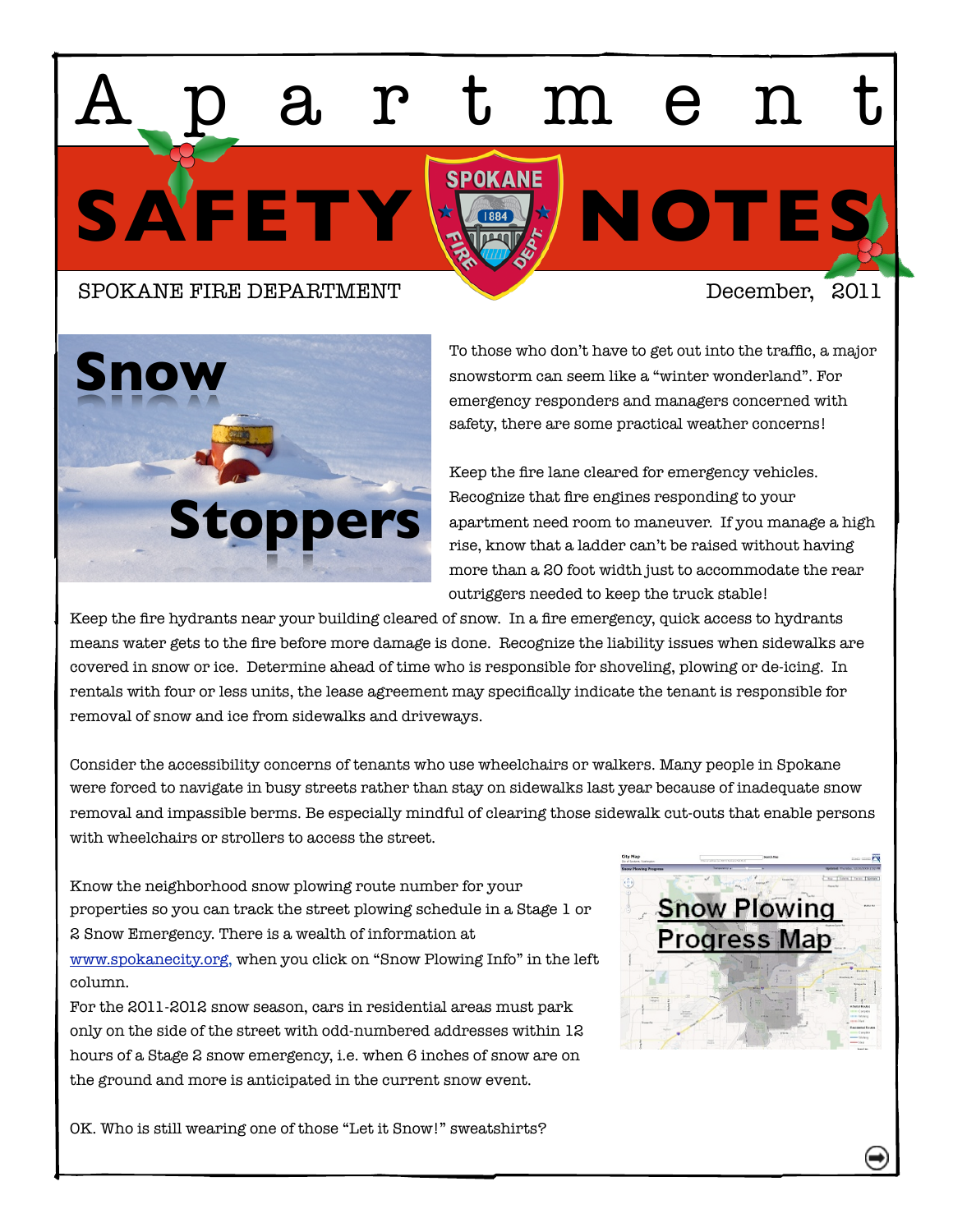# Apartment SAFETY NOTES

SPOKANE FIRE DEPARTMENT

December, 2011

## Snow Stoppers

To those who don't have to get out into the traffic, a major snowstorm can seem like a "winter wonderland". For emergency responders and managers concerned with safety, there are some practical weather concerns!

Keep the fire lane cleared for emergency vehicles. Recognize that fire engines responding to your apartment need room to maneuver. If you manage a high rise, know that a ladder can't be raised without having more than a 20 foot width just to accommodate the rear outriggers needed to keep the truck stable!

Keep the fire hydrants near your building cleared of snow. In a fire emergency, quick access to hydrants means water gets to the fire before more damage is done. Recognize the liability issues when sidewalks are covered in snow or ice. Determine ahead of time who is responsible for shoveling, plowing or de-icing. In rentals with four or less units, the lease agreement may specifically indicate the tenant is responsible for removal of snow and ice from sidewalks and driveways.

Consider the accessibility concerns of tenants who use wheelchairs or walkers. Many people in Spokane were forced to navigate in busy streets rather than stay on sidewalks last year because of inadequate snow removal and impassible berms. Be especially mindful of clearing those sidewalk cut-outs that enable persons with wheelchairs or strollers to access the street.

Know the neighborhood snow plowing route number for your properties so you can track the street plowing schedule in a Stage 1 or 2 Snow Emergency. There is a wealth of information at www.spokanecity.org, when you click on "Snow Plowing Info" in the left column.

For the 2011-2012 snow season, cars in residential areas must park only on the side of the street with odd-numbered addresses within 12 hours of a Stage 2 snow emergency, i.e. when 6 inches of snow are on the ground and more is anticipated in the current snow event.

Snow Plowing Progress Map

OK. Who is still wearing one of those "Let it Snow!" sweatshirts?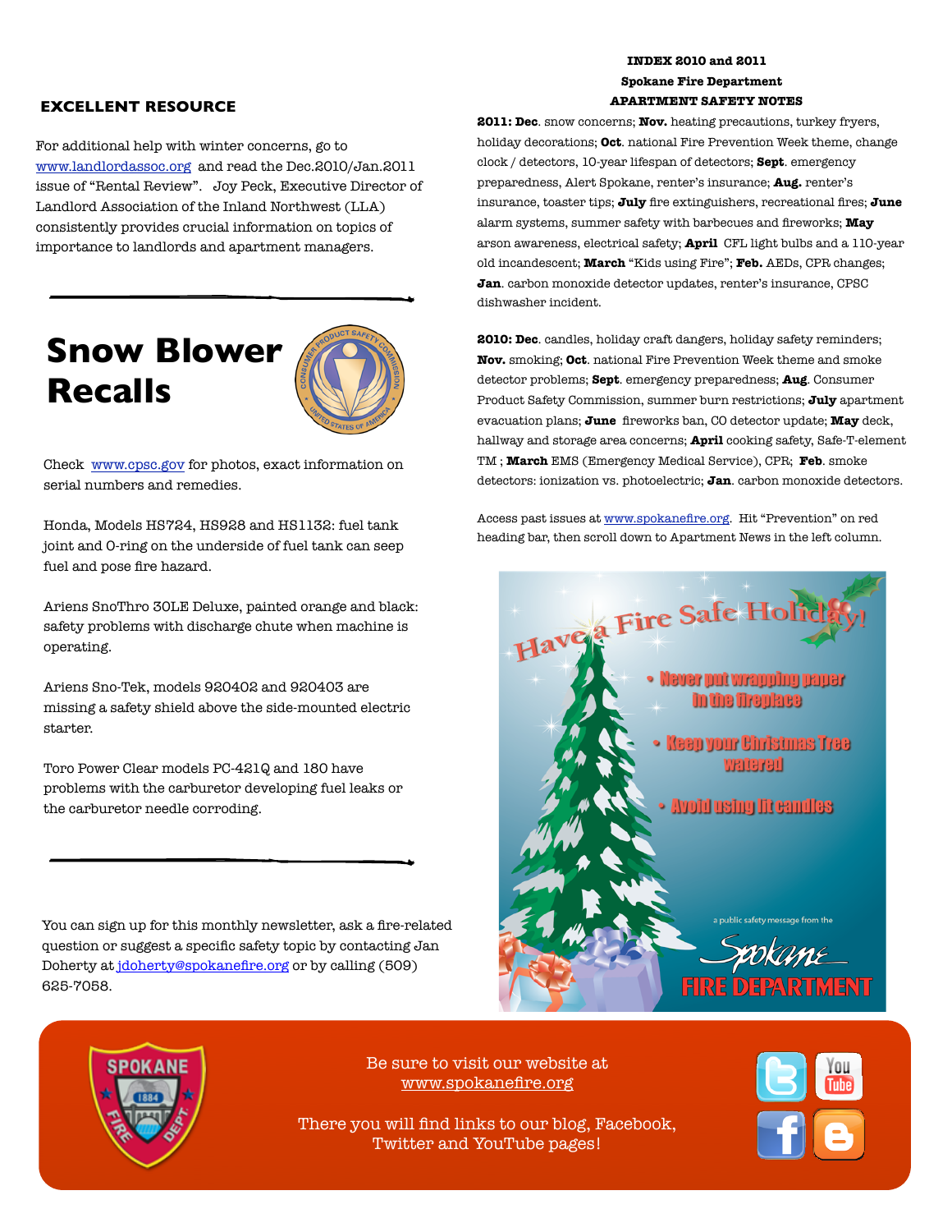## EXCELLENT RESOURCE

For additional help with winter concerns, go to www.landlordassoc.org and read the Dec.2010/Jan.2011 issue of "Rental Review". Joy Peck, Executive Director of Landlord Association of the Inland Northwest (LLA) consistently provides crucial information on topics of importance to landlords and apartment managers.

# Snow Blower Recalls

Check www.cpsc.gov for photos, exact information on serial numbers and remedies.

Honda, Models HS724, HS928 and HS1132: fuel tank joint and O-ring on the underside of fuel tank can seep fuel and pose fire hazard.

Ariens SnoThro 30LE Deluxe, painted orange and black: safety problems with discharge chute when machine is operating.

Ariens Sno-Tek, models 920402 and 920403 are missing a safety shield above the side-mounted electric starter.

Toro Power Clear models PC-421Q and 180 have problems with the carburetor developing fuel leaks or the carburetor needle corroding.

You can sign up for this monthly newsletter, ask a fire-related question or suggest a specific safety topic by contacting Jan Doherty at jdoherty@spokanefire.org or by calling (509) 625-7058.

**INDEX 2010 and 2011**
**Spokane Fire Department**
**APARTMENT SAFETY NOTES**

**2011: Dec**. snow concerns; **Nov.** heating precautions, turkey fryers, holiday decorations; **Oct**. national Fire Prevention Week theme, change clock / detectors, 10-year lifespan of detectors; **Sept**. emergency preparedness, Alert Spokane, renter's insurance; **Aug.** renter's insurance, toaster tips; **July** fire extinguishers, recreational fires; **June** alarm systems, summer safety with barbecues and fireworks; **May** arson awareness, electrical safety; **April** CFL light bulbs and a 110-year old incandescent; **March** "Kids using Fire"; **Feb.** AEDs, CPR changes; **Jan**. carbon monoxide detector updates, renter's insurance, CPSC dishwasher incident.

**2010: Dec**. candles, holiday craft dangers, holiday safety reminders; **Nov.** smoking; **Oct**. national Fire Prevention Week theme and smoke detector problems; **Sept**. emergency preparedness; **Aug**. Consumer Product Safety Commission, summer burn restrictions; **July** apartment evacuation plans; **June** fireworks ban, CO detector update; **May** deck, hallway and storage area concerns; **April** cooking safety, Safe-T-element TM ; **March** EMS (Emergency Medical Service), CPR; **Feb**. smoke detectors: ionization vs. photoelectric; **Jan**. carbon monoxide detectors.

Access past issues at www.spokanefire.org. Hit "Prevention" on red heading bar, then scroll down to Apartment News in the left column.

Have a Fire Safe Holiday!

- Never put wrapping paper in the fireplace
- Keep your Christmas Tree watered
- Avoid using lit candles

a public safety message from the Spokane FIRE DEPARTMENT

Be sure to visit our website at www.spokanefire.org

There you will find links to our blog, Facebook, Twitter and YouTube pages!